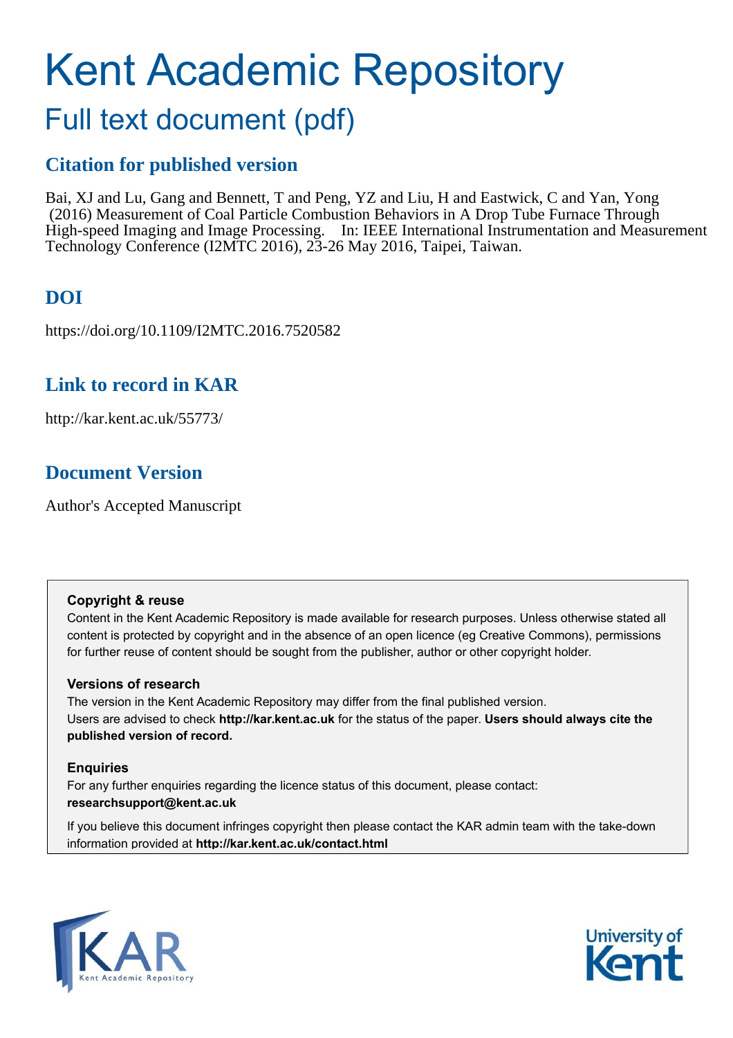# Kent Academic Repository

## Full text document (pdf)

### Citation for published version

Bai, XJ and Lu, Gang and Bennett, T and Peng, YZ and Liu, H and Eastwick, C and Yan, Yong (2016) Measurement of Coal Particle Combustion Behaviors in A Drop Tube Furnace Through High-speed Imaging and Image Processing. In: IEEE International Instrumentation and Measurement Technology Conference (I2MTC 2016), 23-26 May 2016, Taipei, Taiwan.

### DOI

https://doi.org/10.1109/I2MTC.2016.7520582

### Link to record in KAR

http://kar.kent.ac.uk/55773/

### Document Version

Author's Accepted Manuscript

**Copyright & reuse**

Content in the Kent Academic Repository is made available for research purposes. Unless otherwise stated all content is protected by copyright and in the absence of an open licence (eg Creative Commons), permissions for further reuse of content should be sought from the publisher, author or other copyright holder.

**Versions of research**

The version in the Kent Academic Repository may differ from the final published version. Users are advised to check **http://kar.kent.ac.uk** for the status of the paper. **Users should always cite the published version of record.**

**Enquiries**

For any further enquiries regarding the licence status of this document, please contact: **researchsupport@kent.ac.uk**

If you believe this document infringes copyright then please contact the KAR admin team with the take-down information provided at **http://kar.kent.ac.uk/contact.html**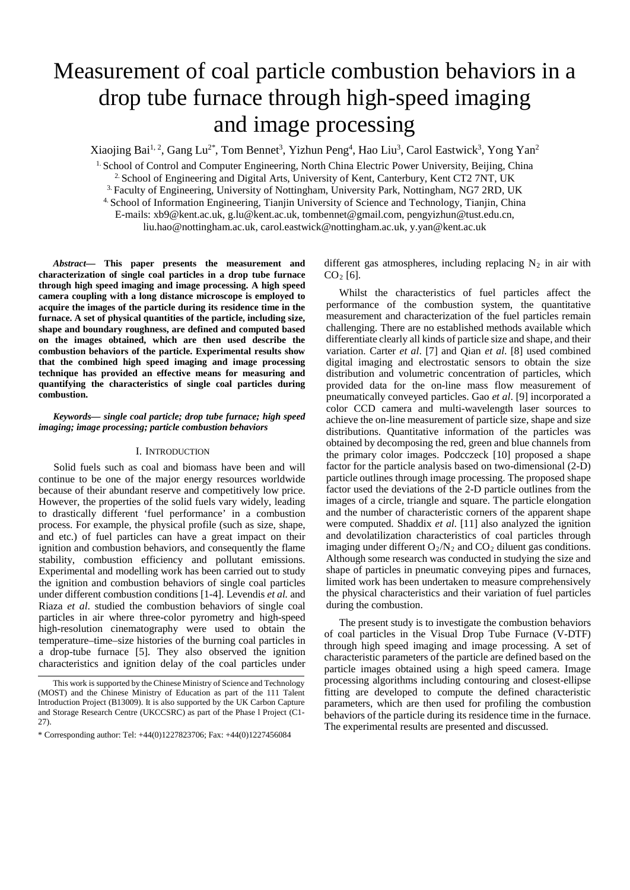# Measurement of coal particle combustion behaviors in a drop tube furnace through high-speed imaging and image processing

Xiaojing Bai[1, 2], Gang Lu[2*], Tom Bennet[3], Yizhun Peng[4], Hao Liu[3], Carol Eastwick[3], Yong Yan[2]

[1] School of Control and Computer Engineering, North China Electric Power University, Beijing, China
[2] School of Engineering and Digital Arts, University of Kent, Canterbury, Kent CT2 7NT, UK
[3] Faculty of Engineering, University of Nottingham, University Park, Nottingham, NG7 2RD, UK
[4] School of Information Engineering, Tianjin University of Science and Technology, Tianjin, China
E-mails: xb9@kent.ac.uk, g.lu@kent.ac.uk, tombennet@gmail.com, pengyizhun@tust.edu.cn, liu.hao@nottingham.ac.uk, carol.eastwick@nottingham.ac.uk, y.yan@kent.ac.uk

***Abstract*— This paper presents the measurement and characterization of single coal particles in a drop tube furnace through high speed imaging and image processing. A high speed camera coupling with a long distance microscope is employed to acquire the images of the particle during its residence time in the furnace. A set of physical quantities of the particle, including size, shape and boundary roughness, are defined and computed based on the images obtained, which are then used describe the combustion behaviors of the particle. Experimental results show that the combined high speed imaging and image processing technique has provided an effective means for measuring and quantifying the characteristics of single coal particles during combustion.**

***Keywords— single coal particle; drop tube furnace; high speed imaging; image processing; particle combustion behaviors***

## I. Introduction

Solid fuels such as coal and biomass have been and will continue to be one of the major energy resources worldwide because of their abundant reserve and competitively low price. However, the properties of the solid fuels vary widely, leading to drastically different 'fuel performance' in a combustion process. For example, the physical profile (such as size, shape, and etc.) of fuel particles can have a great impact on their ignition and combustion behaviors, and consequently the flame stability, combustion efficiency and pollutant emissions. Experimental and modelling work has been carried out to study the ignition and combustion behaviors of single coal particles under different combustion conditions [1-4]. Levendis *et al.* and Riaza *et al*. studied the combustion behaviors of single coal particles in air where three-color pyrometry and high-speed high-resolution cinematography were used to obtain the temperature–time–size histories of the burning coal particles in a drop-tube furnace [5]. They also observed the ignition characteristics and ignition delay of the coal particles under different gas atmospheres, including replacing $N_2$ in air with $CO_2$ [6].

Whilst the characteristics of fuel particles affect the performance of the combustion system, the quantitative measurement and characterization of the fuel particles remain challenging. There are no established methods available which differentiate clearly all kinds of particle size and shape, and their variation. Carter *et al*. [7] and Qian *et al*. [8] used combined digital imaging and electrostatic sensors to obtain the size distribution and volumetric concentration of particles, which provided data for the on-line mass flow measurement of pneumatically conveyed particles. Gao *et al*. [9] incorporated a color CCD camera and multi-wavelength laser sources to achieve the on-line measurement of particle size, shape and size distributions. Quantitative information of the particles was obtained by decomposing the red, green and blue channels from the primary color images. Podczeck [10] proposed a shape factor for the particle analysis based on two-dimensional (2-D) particle outlines through image processing. The proposed shape factor used the deviations of the 2-D particle outlines from the images of a circle, triangle and square. The particle elongation and the number of characteristic corners of the apparent shape were computed. Shaddix *et al*. [11] also analyzed the ignition and devolatilization characteristics of coal particles through imaging under different $O_2/N_2$ and $CO_2$ diluent gas conditions. Although some research was conducted in studying the size and shape of particles in pneumatic conveying pipes and furnaces, limited work has been undertaken to measure comprehensively the physical characteristics and their variation of fuel particles during the combustion.

The present study is to investigate the combustion behaviors of coal particles in the Visual Drop Tube Furnace (V-DTF) through high speed imaging and image processing. A set of characteristic parameters of the particle are defined based on the particle images obtained using a high speed camera. Image processing algorithms including contouring and closest-ellipse fitting are developed to compute the defined characteristic parameters, which are then used for profiling the combustion behaviors of the particle during its residence time in the furnace. The experimental results are presented and discussed.

This work is supported by the Chinese Ministry of Science and Technology (MOST) and the Chinese Ministry of Education as part of the 111 Talent Introduction Project (B13009). It is also supported by the UK Carbon Capture and Storage Research Centre (UKCCSRC) as part of the Phase l Project (C1-27).

\* Corresponding author: Tel: +44(0)1227823706; Fax: +44(0)1227456084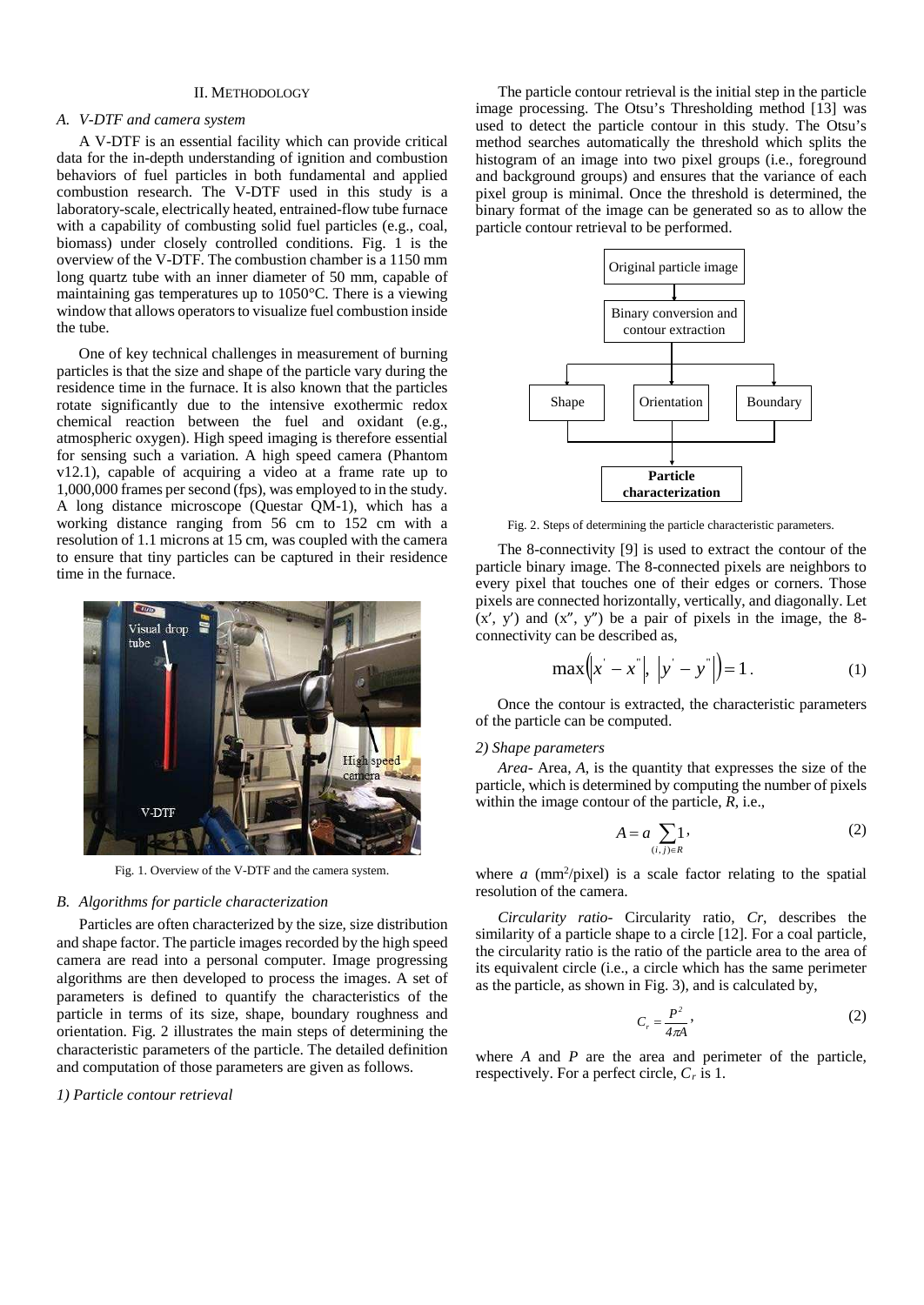## II. METHODOLOGY

### A. V-DTF and camera system

A V-DTF is an essential facility which can provide critical data for the in-depth understanding of ignition and combustion behaviors of fuel particles in both fundamental and applied combustion research. The V-DTF used in this study is a laboratory-scale, electrically heated, entrained-flow tube furnace with a capability of combusting solid fuel particles (e.g., coal, biomass) under closely controlled conditions. Fig. 1 is the overview of the V-DTF. The combustion chamber is a 1150 mm long quartz tube with an inner diameter of 50 mm, capable of maintaining gas temperatures up to 1050°C. There is a viewing window that allows operators to visualize fuel combustion inside the tube.

One of key technical challenges in measurement of burning particles is that the size and shape of the particle vary during the residence time in the furnace. It is also known that the particles rotate significantly due to the intensive exothermic redox chemical reaction between the fuel and oxidant (e.g., atmospheric oxygen). High speed imaging is therefore essential for sensing such a variation. A high speed camera (Phantom v12.1), capable of acquiring a video at a frame rate up to 1,000,000 frames per second (fps), was employed to in the study. A long distance microscope (Questar QM-1), which has a working distance ranging from 56 cm to 152 cm with a resolution of 1.1 microns at 15 cm, was coupled with the camera to ensure that tiny particles can be captured in their residence time in the furnace.

Fig. 1. Overview of the V-DTF and the camera system.

### B. Algorithms for particle characterization

Particles are often characterized by the size, size distribution and shape factor. The particle images recorded by the high speed camera are read into a personal computer. Image progressing algorithms are then developed to process the images. A set of parameters is defined to quantify the characteristics of the particle in terms of its size, shape, boundary roughness and orientation. Fig. 2 illustrates the main steps of determining the characteristic parameters of the particle. The detailed definition and computation of those parameters are given as follows.

*1) Particle contour retrieval*

The particle contour retrieval is the initial step in the particle image processing. The Otsu's Thresholding method [13] was used to detect the particle contour in this study. The Otsu's method searches automatically the threshold which splits the histogram of an image into two pixel groups (i.e., foreground and background groups) and ensures that the variance of each pixel group is minimal. Once the threshold is determined, the binary format of the image can be generated so as to allow the particle contour retrieval to be performed.

Original particle image → Binary conversion and contour extraction → Shape / Orientation / Boundary → **Particle characterization**

Fig. 2. Steps of determining the particle characteristic parameters.

The 8-connectivity [9] is used to extract the contour of the particle binary image. The 8-connected pixels are neighbors to every pixel that touches one of their edges or corners. Those pixels are connected horizontally, vertically, and diagonally. Let $(x', y')$ and $(x'', y'')$ be a pair of pixels in the image, the 8-connectivity can be described as,

$$\max\left(\left|x' - x''\right|,\ \left|y' - y''\right|\right) = 1. \tag{1}$$

Once the contour is extracted, the characteristic parameters of the particle can be computed.

*2) Shape parameters*

*Area*- Area, $A$, is the quantity that expresses the size of the particle, which is determined by computing the number of pixels within the image contour of the particle, $R$, i.e.,

$$A = a \sum_{(i,j)\in R} 1, \tag{2}$$

where $a$ (mm²/pixel) is a scale factor relating to the spatial resolution of the camera.

*Circularity ratio*- Circularity ratio, $Cr$, describes the similarity of a particle shape to a circle [12]. For a coal particle, the circularity ratio is the ratio of the particle area to the area of its equivalent circle (i.e., a circle which has the same perimeter as the particle, as shown in Fig. 3), and is calculated by,

$$C_r = \frac{P^2}{4\pi A}, \tag{2}$$

where $A$ and $P$ are the area and perimeter of the particle, respectively. For a perfect circle, $C_r$ is 1.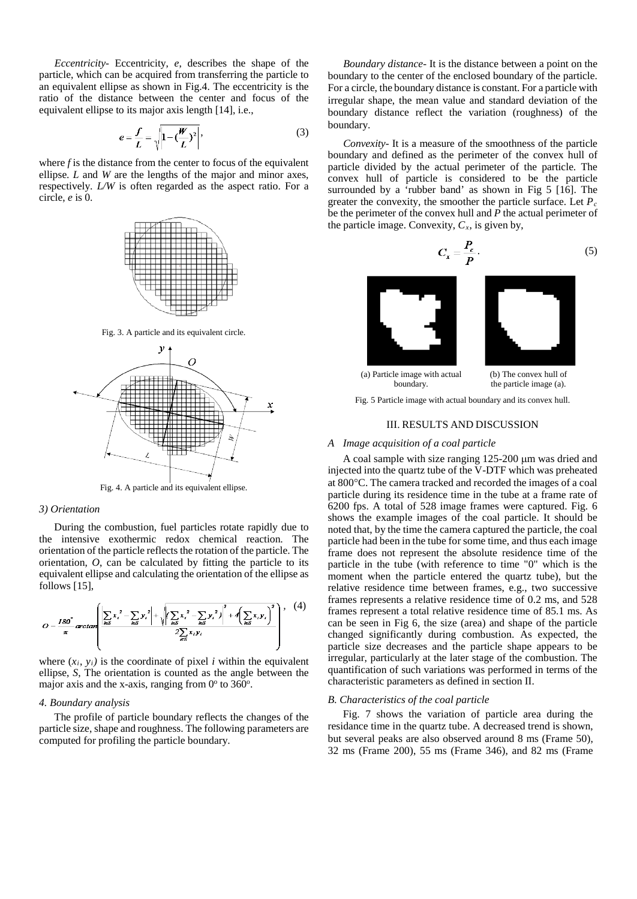*Eccentricity*- Eccentricity, *e*, describes the shape of the particle, which can be acquired from transferring the particle to an equivalent ellipse as shown in Fig.4. The eccentricity is the ratio of the distance between the center and focus of the equivalent ellipse to its major axis length [14], i.e.,

$$e = \frac{f}{L} = \sqrt{\left|1 - \left(\frac{W}{L}\right)^2\right|}, \tag{3}$$

where *f* is the distance from the center to focus of the equivalent ellipse. *L* and *W* are the lengths of the major and minor axes, respectively. *L/W* is often regarded as the aspect ratio. For a circle, *e* is 0.

Fig. 3. A particle and its equivalent circle.

Fig. 4. A particle and its equivalent ellipse.

### 3) Orientation

During the combustion, fuel particles rotate rapidly due to the intensive exothermic redox chemical reaction. The orientation of the particle reflects the rotation of the particle. The orientation, *O*, can be calculated by fitting the particle to its equivalent ellipse and calculating the orientation of the ellipse as follows [15],

$$O = \frac{180^{\circ}}{\pi} \arctan\left(\frac{\left|\sum_{i \in S} x_i^2 - \sum_{i \in S} y_i^2\right| + \sqrt{\left(\sum_{i \in S} x_i^2 - \sum_{i \in S} y_i^2\right)^2 + 4\left(\sum_{i \in S} x_i y_i\right)^2}}{2\sum_{i \in S} x_i y_i}\right), \tag{4}$$

where $(x_i, y_i)$ is the coordinate of pixel *i* within the equivalent ellipse, *S*, The orientation is counted as the angle between the major axis and the x-axis, ranging from $0^{\circ}$ to $360^{\circ}$.

### 4. Boundary analysis

The profile of particle boundary reflects the changes of the particle size, shape and roughness. The following parameters are computed for profiling the particle boundary.

*Boundary distance*- It is the distance between a point on the boundary to the center of the enclosed boundary of the particle. For a circle, the boundary distance is constant. For a particle with irregular shape, the mean value and standard deviation of the boundary distance reflect the variation (roughness) of the boundary.

*Convexity*- It is a measure of the smoothness of the particle boundary and defined as the perimeter of the convex hull of particle divided by the actual perimeter of the particle. The convex hull of particle is considered to be the particle surrounded by a 'rubber band' as shown in Fig 5 [16]. The greater the convexity, the smoother the particle surface. Let $P_c$ be the perimeter of the convex hull and *P* the actual perimeter of the particle image. Convexity, $C_x$, is given by,

$$C_x = \frac{P_c}{P}. \tag{5}$$

(a) Particle image with actual boundary.

(b) The convex hull of the particle image (a).

Fig. 5 Particle image with actual boundary and its convex hull.

## III. RESULTS AND DISCUSSION

### A Image acquisition of a coal particle

A coal sample with size ranging 125-200 μm was dried and injected into the quartz tube of the V-DTF which was preheated at 800°C. The camera tracked and recorded the images of a coal particle during its residence time in the tube at a frame rate of 6200 fps. A total of 528 image frames were captured. Fig. 6 shows the example images of the coal particle. It should be noted that, by the time the camera captured the particle, the coal particle had been in the tube for some time, and thus each image frame does not represent the absolute residence time of the particle in the tube (with reference to time "0" which is the moment when the particle entered the quartz tube), but the relative residence time between frames, e.g., two successive frames represents a relative residence time of 0.2 ms, and 528 frames represent a total relative residence time of 85.1 ms. As can be seen in Fig 6, the size (area) and shape of the particle changed significantly during combustion. As expected, the particle size decreases and the particle shape appears to be irregular, particularly at the later stage of the combustion. The quantification of such variations was performed in terms of the characteristic parameters as defined in section II.

### B. Characteristics of the coal particle

Fig. 7 shows the variation of particle area during the residance time in the quartz tube. A decreased trend is shown, but several peaks are also observed around 8 ms (Frame 50), 32 ms (Frame 200), 55 ms (Frame 346), and 82 ms (Frame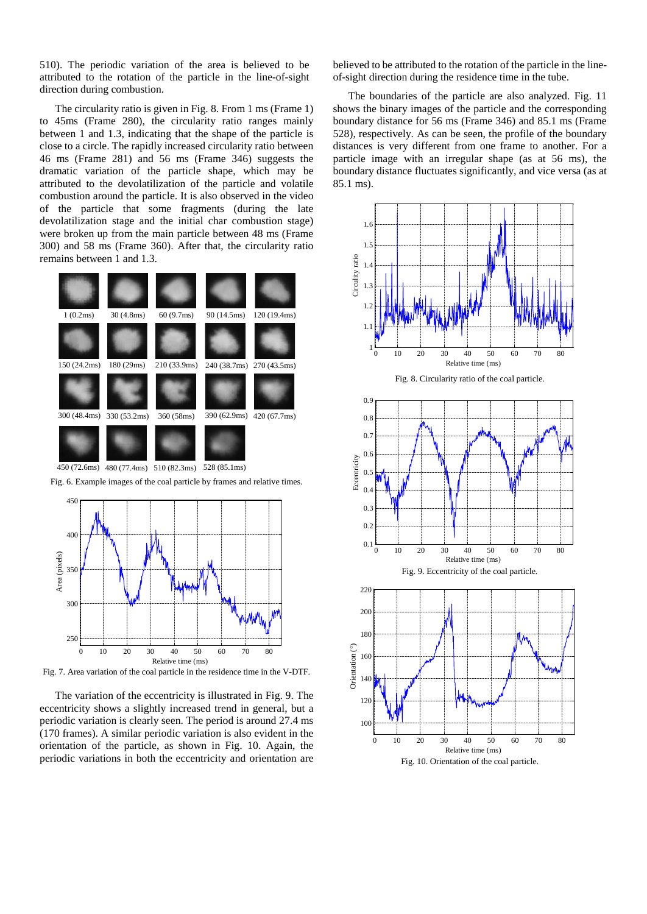510). The periodic variation of the area is believed to be attributed to the rotation of the particle in the line-of-sight direction during combustion.

The circularity ratio is given in Fig. 8. From 1 ms (Frame 1) to 45ms (Frame 280), the circularity ratio ranges mainly between 1 and 1.3, indicating that the shape of the particle is close to a circle. The rapidly increased circularity ratio between 46 ms (Frame 281) and 56 ms (Frame 346) suggests the dramatic variation of the particle shape, which may be attributed to the devolatilization of the particle and volatile combustion around the particle. It is also observed in the video of the particle that some fragments (during the late devolatilization stage and the initial char combustion stage) were broken up from the main particle between 48 ms (Frame 300) and 58 ms (Frame 360). After that, the circularity ratio remains between 1 and 1.3.

Fig. 6. Example images of the coal particle by frames and relative times.

Fig. 7. Area variation of the coal particle in the residence time in the V-DTF.

The variation of the eccentricity is illustrated in Fig. 9. The eccentricity shows a slightly increased trend in general, but a periodic variation is clearly seen. The period is around 27.4 ms (170 frames). A similar periodic variation is also evident in the orientation of the particle, as shown in Fig. 10. Again, the periodic variations in both the eccentricity and orientation are believed to be attributed to the rotation of the particle in the line-of-sight direction during the residence time in the tube.

The boundaries of the particle are also analyzed. Fig. 11 shows the binary images of the particle and the corresponding boundary distance for 56 ms (Frame 346) and 85.1 ms (Frame 528), respectively. As can be seen, the profile of the boundary distances is very different from one frame to another. For a particle image with an irregular shape (as at 56 ms), the boundary distance fluctuates significantly, and vice versa (as at 85.1 ms).

Fig. 8. Circularity ratio of the coal particle.

Fig. 9. Eccentricity of the coal particle.

Fig. 10. Orientation of the coal particle.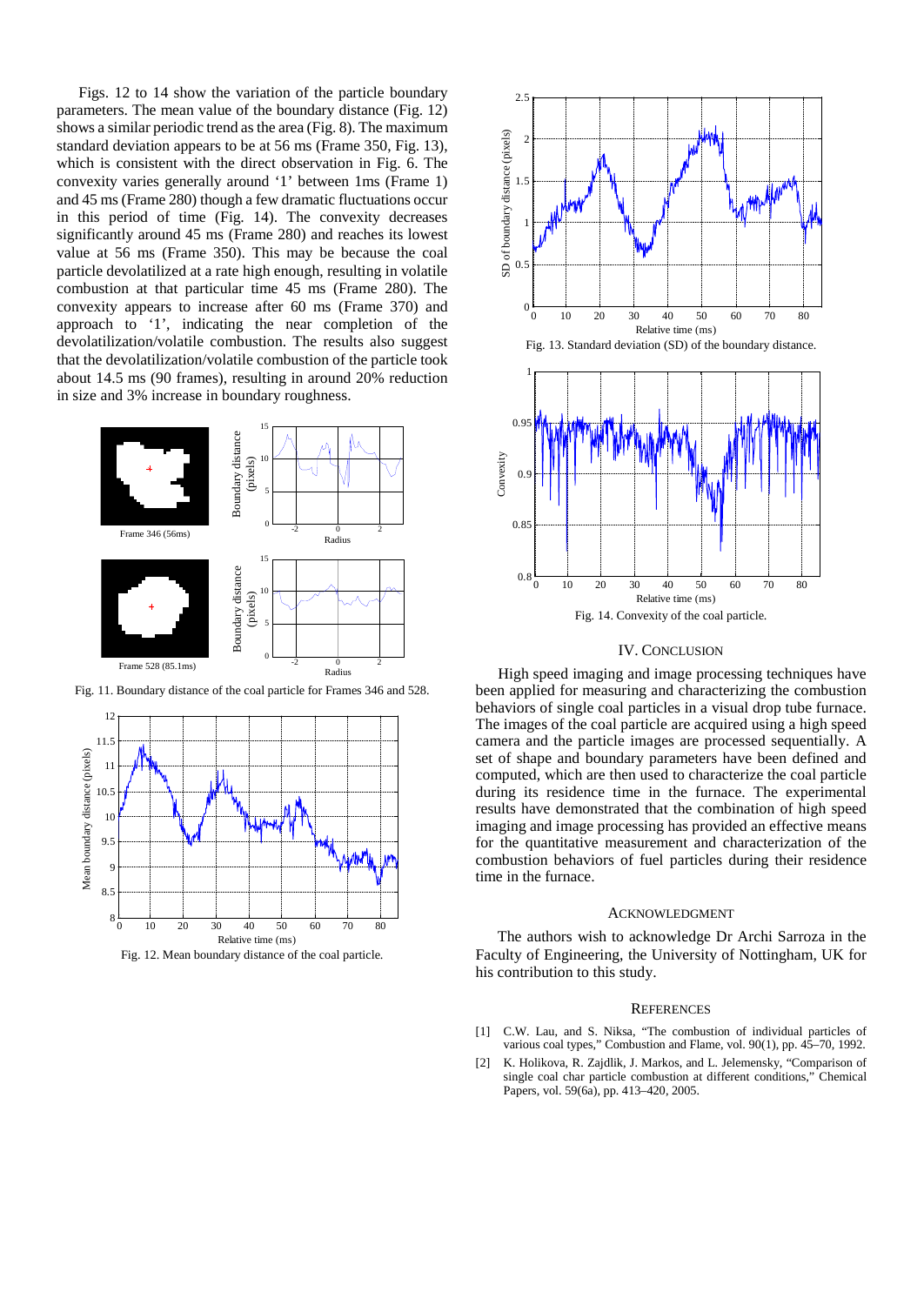Figs. 12 to 14 show the variation of the particle boundary parameters. The mean value of the boundary distance (Fig. 12) shows a similar periodic trend as the area (Fig. 8). The maximum standard deviation appears to be at 56 ms (Frame 350, Fig. 13), which is consistent with the direct observation in Fig. 6. The convexity varies generally around '1' between 1ms (Frame 1) and 45 ms (Frame 280) though a few dramatic fluctuations occur in this period of time (Fig. 14). The convexity decreases significantly around 45 ms (Frame 280) and reaches its lowest value at 56 ms (Frame 350). This may be because the coal particle devolatilized at a rate high enough, resulting in volatile combustion at that particular time 45 ms (Frame 280). The convexity appears to increase after 60 ms (Frame 370) and approach to '1', indicating the near completion of the devolatilization/volatile combustion. The results also suggest that the devolatilization/volatile combustion of the particle took about 14.5 ms (90 frames), resulting in around 20% reduction in size and 3% increase in boundary roughness.

Fig. 11. Boundary distance of the coal particle for Frames 346 and 528.

Fig. 12. Mean boundary distance of the coal particle.

Fig. 13. Standard deviation (SD) of the boundary distance.

Fig. 14. Convexity of the coal particle.

## IV. Conclusion

High speed imaging and image processing techniques have been applied for measuring and characterizing the combustion behaviors of single coal particles in a visual drop tube furnace. The images of the coal particle are acquired using a high speed camera and the particle images are processed sequentially. A set of shape and boundary parameters have been defined and computed, which are then used to characterize the coal particle during its residence time in the furnace. The experimental results have demonstrated that the combination of high speed imaging and image processing has provided an effective means for the quantitative measurement and characterization of the combustion behaviors of fuel particles during their residence time in the furnace.

## Acknowledgment

The authors wish to acknowledge Dr Archi Sarroza in the Faculty of Engineering, the University of Nottingham, UK for his contribution to this study.

## References

[1] C.W. Lau, and S. Niksa, "The combustion of individual particles of various coal types," Combustion and Flame, vol. 90(1), pp. 45–70, 1992.

[2] K. Holikova, R. Zajdlik, J. Markos, and L. Jelemensky, "Comparison of single coal char particle combustion at different conditions," Chemical Papers, vol. 59(6a), pp. 413–420, 2005.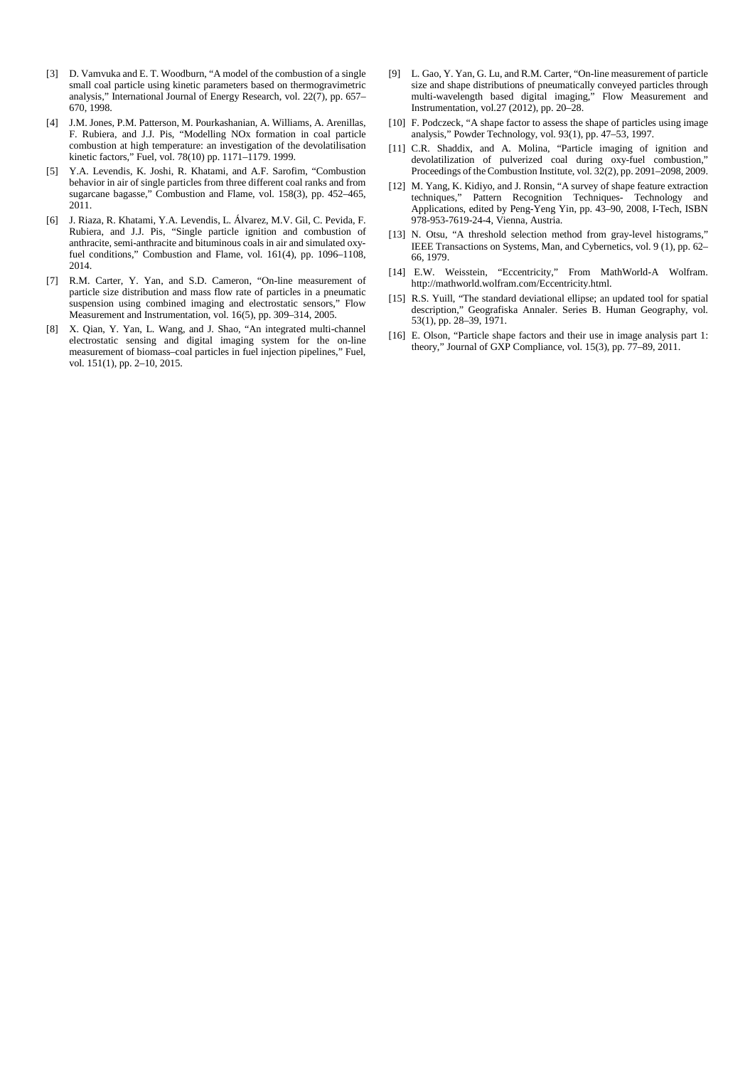[3] D. Vamvuka and E. T. Woodburn, "A model of the combustion of a single small coal particle using kinetic parameters based on thermogravimetric analysis," International Journal of Energy Research, vol. 22(7), pp. 657–670, 1998.

[4] J.M. Jones, P.M. Patterson, M. Pourkashanian, A. Williams, A. Arenillas, F. Rubiera, and J.J. Pis, "Modelling NOx formation in coal particle combustion at high temperature: an investigation of the devolatilisation kinetic factors," Fuel, vol. 78(10) pp. 1171–1179. 1999.

[5] Y.A. Levendis, K. Joshi, R. Khatami, and A.F. Sarofim, "Combustion behavior in air of single particles from three different coal ranks and from sugarcane bagasse," Combustion and Flame, vol. 158(3), pp. 452–465, 2011.

[6] J. Riaza, R. Khatami, Y.A. Levendis, L. Álvarez, M.V. Gil, C. Pevida, F. Rubiera, and J.J. Pis, "Single particle ignition and combustion of anthracite, semi-anthracite and bituminous coals in air and simulated oxy-fuel conditions," Combustion and Flame, vol. 161(4), pp. 1096–1108, 2014.

[7] R.M. Carter, Y. Yan, and S.D. Cameron, "On-line measurement of particle size distribution and mass flow rate of particles in a pneumatic suspension using combined imaging and electrostatic sensors," Flow Measurement and Instrumentation, vol. 16(5), pp. 309–314, 2005.

[8] X. Qian, Y. Yan, L. Wang, and J. Shao, "An integrated multi-channel electrostatic sensing and digital imaging system for the on-line measurement of biomass–coal particles in fuel injection pipelines," Fuel, vol. 151(1), pp. 2–10, 2015.

[9] L. Gao, Y. Yan, G. Lu, and R.M. Carter, "On-line measurement of particle size and shape distributions of pneumatically conveyed particles through multi-wavelength based digital imaging," Flow Measurement and Instrumentation, vol.27 (2012), pp. 20–28.

[10] F. Podczeck, "A shape factor to assess the shape of particles using image analysis," Powder Technology, vol. 93(1), pp. 47–53, 1997.

[11] C.R. Shaddix, and A. Molina, "Particle imaging of ignition and devolatilization of pulverized coal during oxy-fuel combustion," Proceedings of the Combustion Institute, vol. 32(2), pp. 2091–2098, 2009.

[12] M. Yang, K. Kidiyo, and J. Ronsin, "A survey of shape feature extraction techniques," Pattern Recognition Techniques- Technology and Applications, edited by Peng-Yeng Yin, pp. 43–90, 2008, I-Tech, ISBN 978-953-7619-24-4, Vienna, Austria.

[13] N. Otsu, "A threshold selection method from gray-level histograms," IEEE Transactions on Systems, Man, and Cybernetics, vol. 9 (1), pp. 62–66, 1979.

[14] E.W. Weisstein, "Eccentricity," From MathWorld-A Wolfram. http://mathworld.wolfram.com/Eccentricity.html.

[15] R.S. Yuill, "The standard deviational ellipse; an updated tool for spatial description," Geografiska Annaler. Series B. Human Geography, vol. 53(1), pp. 28–39, 1971.

[16] E. Olson, "Particle shape factors and their use in image analysis part 1: theory," Journal of GXP Compliance, vol. 15(3), pp. 77–89, 2011.